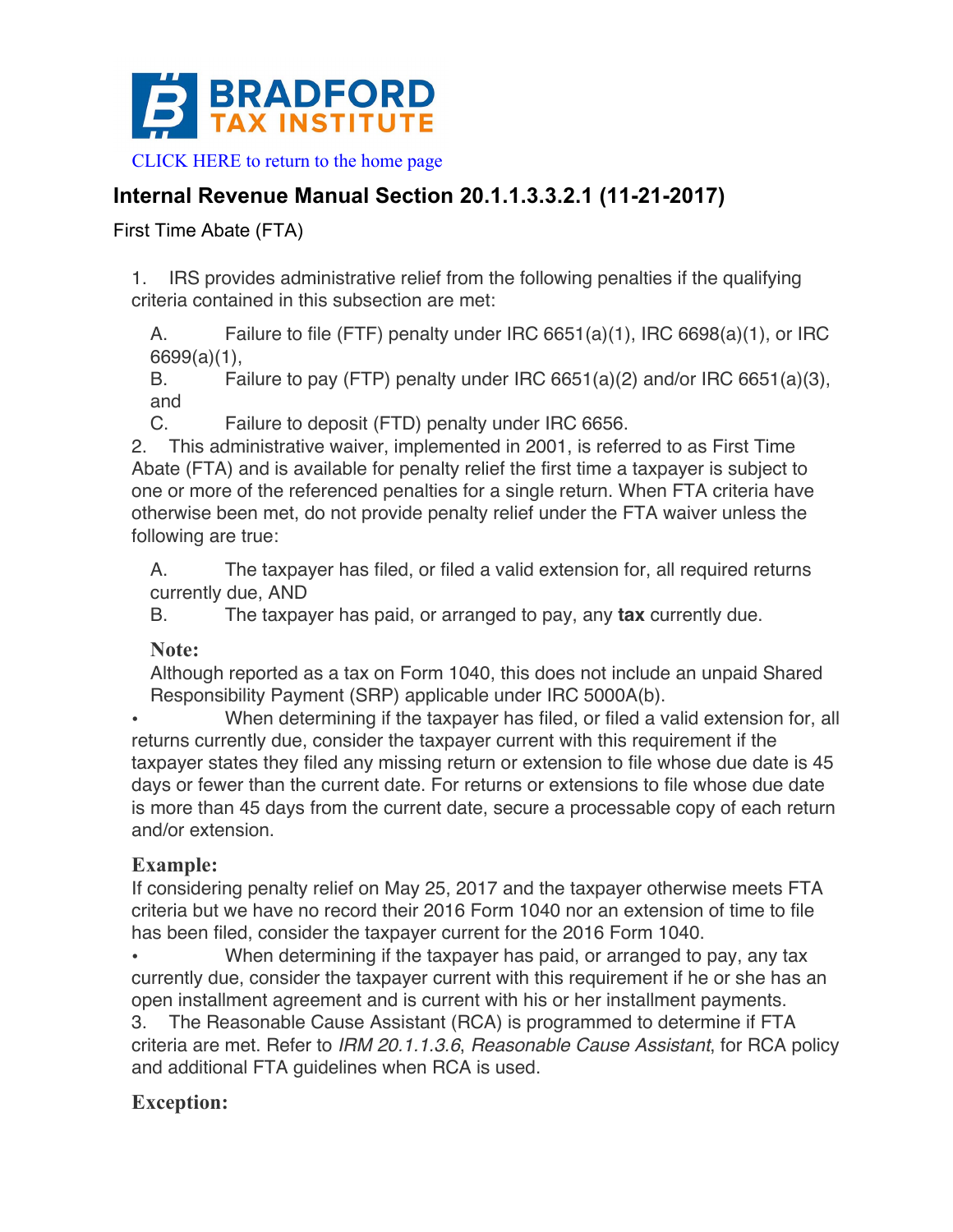BRADFORD TAX INSTITUTE

CLICK HERE to return to the home page

## Internal Revenue Manual Section 20.1.1.3.3.2.1 (11-21-2017)

First Time Abate (FTA)

1. IRS provides administrative relief from the following penalties if the qualifying criteria contained in this subsection are met:

   A. Failure to file (FTF) penalty under IRC 6651(a)(1), IRC 6698(a)(1), or IRC 6699(a)(1),
   B. Failure to pay (FTP) penalty under IRC 6651(a)(2) and/or IRC 6651(a)(3), and
   C. Failure to deposit (FTD) penalty under IRC 6656.

2. This administrative waiver, implemented in 2001, is referred to as First Time Abate (FTA) and is available for penalty relief the first time a taxpayer is subject to one or more of the referenced penalties for a single return. When FTA criteria have otherwise been met, do not provide penalty relief under the FTA waiver unless the following are true:

   A. The taxpayer has filed, or filed a valid extension for, all required returns currently due, AND
   B. The taxpayer has paid, or arranged to pay, any **tax** currently due.

   **Note:**
   Although reported as a tax on Form 1040, this does not include an unpaid Shared Responsibility Payment (SRP) applicable under IRC 5000A(b).

- When determining if the taxpayer has filed, or filed a valid extension for, all returns currently due, consider the taxpayer current with this requirement if the taxpayer states they filed any missing return or extension to file whose due date is 45 days or fewer than the current date. For returns or extensions to file whose due date is more than 45 days from the current date, secure a processable copy of each return and/or extension.

**Example:**
If considering penalty relief on May 25, 2017 and the taxpayer otherwise meets FTA criteria but we have no record their 2016 Form 1040 nor an extension of time to file has been filed, consider the taxpayer current for the 2016 Form 1040.

- When determining if the taxpayer has paid, or arranged to pay, any tax currently due, consider the taxpayer current with this requirement if he or she has an open installment agreement and is current with his or her installment payments.

3. The Reasonable Cause Assistant (RCA) is programmed to determine if FTA criteria are met. Refer to *IRM 20.1.1.3.6*, *Reasonable Cause Assistant*, for RCA policy and additional FTA guidelines when RCA is used.

**Exception:**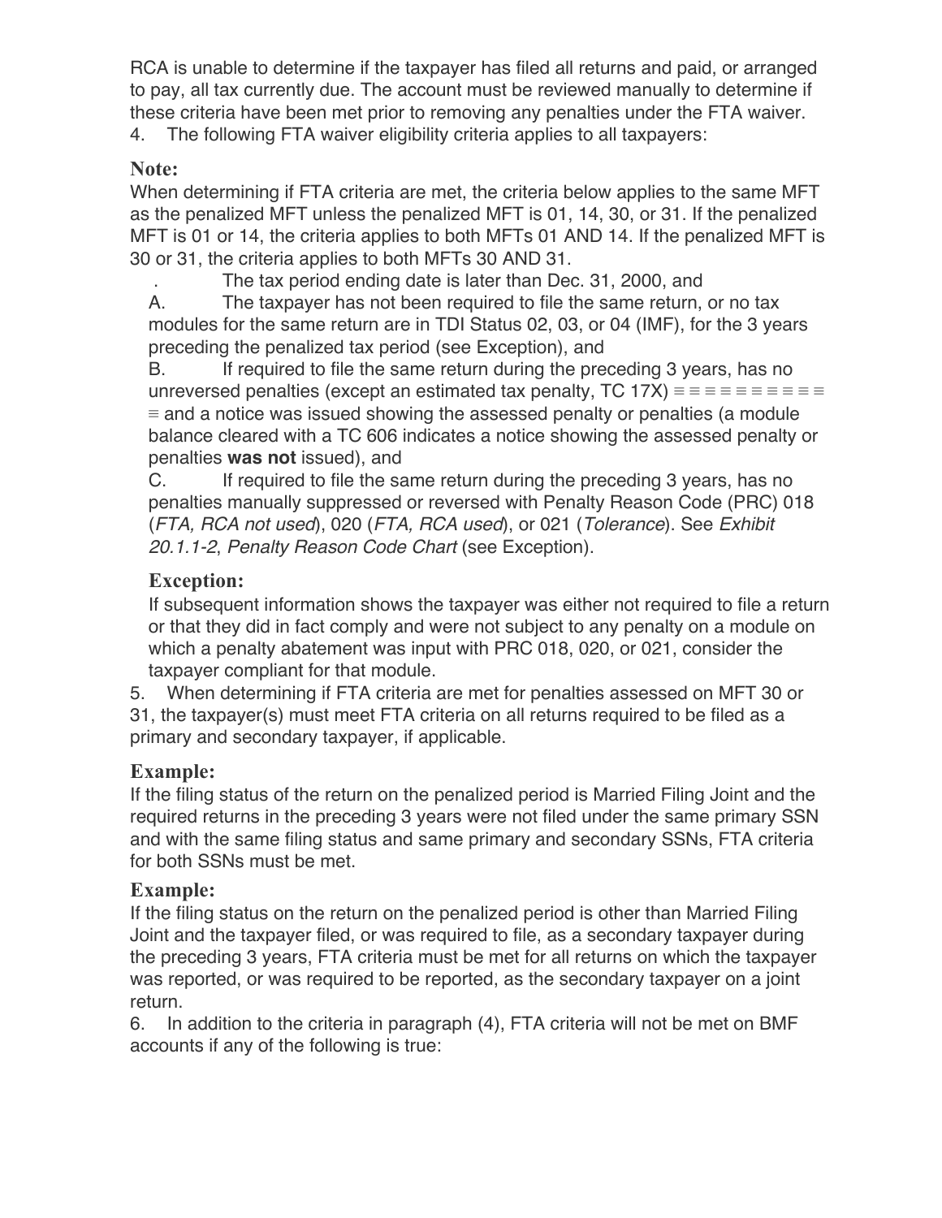RCA is unable to determine if the taxpayer has filed all returns and paid, or arranged to pay, all tax currently due. The account must be reviewed manually to determine if these criteria have been met prior to removing any penalties under the FTA waiver.

4. The following FTA waiver eligibility criteria applies to all taxpayers:

**Note:**
When determining if FTA criteria are met, the criteria below applies to the same MFT as the penalized MFT unless the penalized MFT is 01, 14, 30, or 31. If the penalized MFT is 01 or 14, the criteria applies to both MFTs 01 AND 14. If the penalized MFT is 30 or 31, the criteria applies to both MFTs 30 AND 31.

. The tax period ending date is later than Dec. 31, 2000, and

A. The taxpayer has not been required to file the same return, or no tax modules for the same return are in TDI Status 02, 03, or 04 (IMF), for the 3 years preceding the penalized tax period (see Exception), and

B. If required to file the same return during the preceding 3 years, has no unreversed penalties (except an estimated tax penalty, TC 17X) ≡ ≡ ≡ ≡ ≡ ≡ ≡ ≡ ≡ ≡ ≡ and a notice was issued showing the assessed penalty or penalties (a module balance cleared with a TC 606 indicates a notice showing the assessed penalty or penalties **was not** issued), and

C. If required to file the same return during the preceding 3 years, has no penalties manually suppressed or reversed with Penalty Reason Code (PRC) 018 (*FTA, RCA not used*), 020 (*FTA, RCA used*), or 021 (*Tolerance*). See *Exhibit 20.1.1-2*, *Penalty Reason Code Chart* (see Exception).

**Exception:**
If subsequent information shows the taxpayer was either not required to file a return or that they did in fact comply and were not subject to any penalty on a module on which a penalty abatement was input with PRC 018, 020, or 021, consider the taxpayer compliant for that module.

5. When determining if FTA criteria are met for penalties assessed on MFT 30 or 31, the taxpayer(s) must meet FTA criteria on all returns required to be filed as a primary and secondary taxpayer, if applicable.

**Example:**
If the filing status of the return on the penalized period is Married Filing Joint and the required returns in the preceding 3 years were not filed under the same primary SSN and with the same filing status and same primary and secondary SSNs, FTA criteria for both SSNs must be met.

**Example:**
If the filing status on the return on the penalized period is other than Married Filing Joint and the taxpayer filed, or was required to file, as a secondary taxpayer during the preceding 3 years, FTA criteria must be met for all returns on which the taxpayer was reported, or was required to be reported, as the secondary taxpayer on a joint return.

6. In addition to the criteria in paragraph (4), FTA criteria will not be met on BMF accounts if any of the following is true: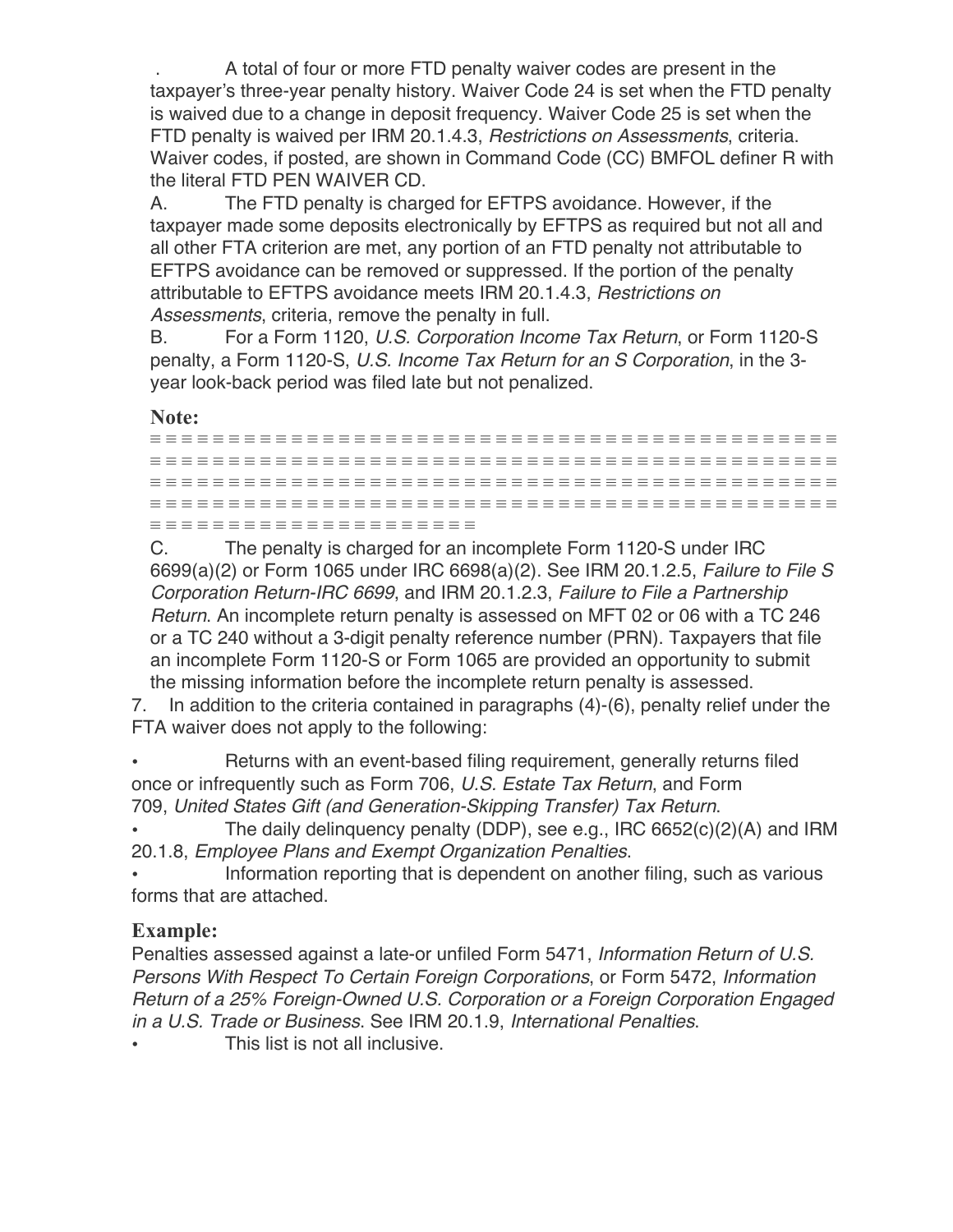. A total of four or more FTD penalty waiver codes are present in the taxpayer's three-year penalty history. Waiver Code 24 is set when the FTD penalty is waived due to a change in deposit frequency. Waiver Code 25 is set when the FTD penalty is waived per IRM 20.1.4.3, *Restrictions on Assessments*, criteria. Waiver codes, if posted, are shown in Command Code (CC) BMFOL definer R with the literal FTD PEN WAIVER CD.

A. The FTD penalty is charged for EFTPS avoidance. However, if the taxpayer made some deposits electronically by EFTPS as required but not all and all other FTA criterion are met, any portion of an FTD penalty not attributable to EFTPS avoidance can be removed or suppressed. If the portion of the penalty attributable to EFTPS avoidance meets IRM 20.1.4.3, *Restrictions on Assessments*, criteria, remove the penalty in full.

B. For a Form 1120, *U.S. Corporation Income Tax Return*, or Form 1120-S penalty, a Form 1120-S, *U.S. Income Tax Return for an S Corporation*, in the 3-year look-back period was filed late but not penalized.

**Note:**

≡ ≡ ≡ ≡ ≡ ≡ ≡ ≡ ≡ ≡ ≡ ≡ ≡ ≡ ≡ ≡ ≡ ≡ ≡ ≡ ≡ ≡ ≡ ≡ ≡ ≡ ≡ ≡ ≡ ≡ ≡ ≡ ≡ ≡ ≡ ≡ ≡ ≡ ≡ ≡ ≡ ≡ ≡ ≡ ≡ ≡ ≡
≡ ≡ ≡ ≡ ≡ ≡ ≡ ≡ ≡ ≡ ≡ ≡ ≡ ≡ ≡ ≡ ≡ ≡ ≡ ≡ ≡ ≡ ≡ ≡ ≡ ≡ ≡ ≡ ≡ ≡ ≡ ≡ ≡ ≡ ≡ ≡ ≡ ≡ ≡ ≡ ≡ ≡ ≡ ≡ ≡ ≡ ≡
≡ ≡ ≡ ≡ ≡ ≡ ≡ ≡ ≡ ≡ ≡ ≡ ≡ ≡ ≡ ≡ ≡ ≡ ≡ ≡ ≡ ≡ ≡ ≡ ≡ ≡ ≡ ≡ ≡ ≡ ≡ ≡ ≡ ≡ ≡ ≡ ≡ ≡ ≡ ≡ ≡ ≡ ≡ ≡ ≡ ≡ ≡
≡ ≡ ≡ ≡ ≡ ≡ ≡ ≡ ≡ ≡ ≡ ≡ ≡ ≡ ≡ ≡ ≡ ≡ ≡ ≡ ≡ ≡ ≡ ≡ ≡ ≡ ≡ ≡ ≡ ≡ ≡ ≡ ≡ ≡ ≡ ≡ ≡ ≡ ≡ ≡ ≡ ≡ ≡ ≡ ≡ ≡ ≡
≡ ≡ ≡ ≡ ≡ ≡ ≡ ≡ ≡ ≡ ≡ ≡ ≡ ≡ ≡ ≡ ≡ ≡ ≡ ≡ ≡

C. The penalty is charged for an incomplete Form 1120-S under IRC 6699(a)(2) or Form 1065 under IRC 6698(a)(2). See IRM 20.1.2.5, *Failure to File S Corporation Return-IRC 6699*, and IRM 20.1.2.3, *Failure to File a Partnership Return*. An incomplete return penalty is assessed on MFT 02 or 06 with a TC 246 or a TC 240 without a 3-digit penalty reference number (PRN). Taxpayers that file an incomplete Form 1120-S or Form 1065 are provided an opportunity to submit the missing information before the incomplete return penalty is assessed.

7. In addition to the criteria contained in paragraphs (4)-(6), penalty relief under the FTA waiver does not apply to the following:

- Returns with an event-based filing requirement, generally returns filed once or infrequently such as Form 706, *U.S. Estate Tax Return*, and Form 709, *United States Gift (and Generation-Skipping Transfer) Tax Return*.
- The daily delinquency penalty (DDP), see e.g., IRC 6652(c)(2)(A) and IRM 20.1.8, *Employee Plans and Exempt Organization Penalties*.
- Information reporting that is dependent on another filing, such as various forms that are attached.

**Example:**

Penalties assessed against a late-or unfiled Form 5471, *Information Return of U.S. Persons With Respect To Certain Foreign Corporations*, or Form 5472, *Information Return of a 25% Foreign-Owned U.S. Corporation or a Foreign Corporation Engaged in a U.S. Trade or Business*. See IRM 20.1.9, *International Penalties*.

- This list is not all inclusive.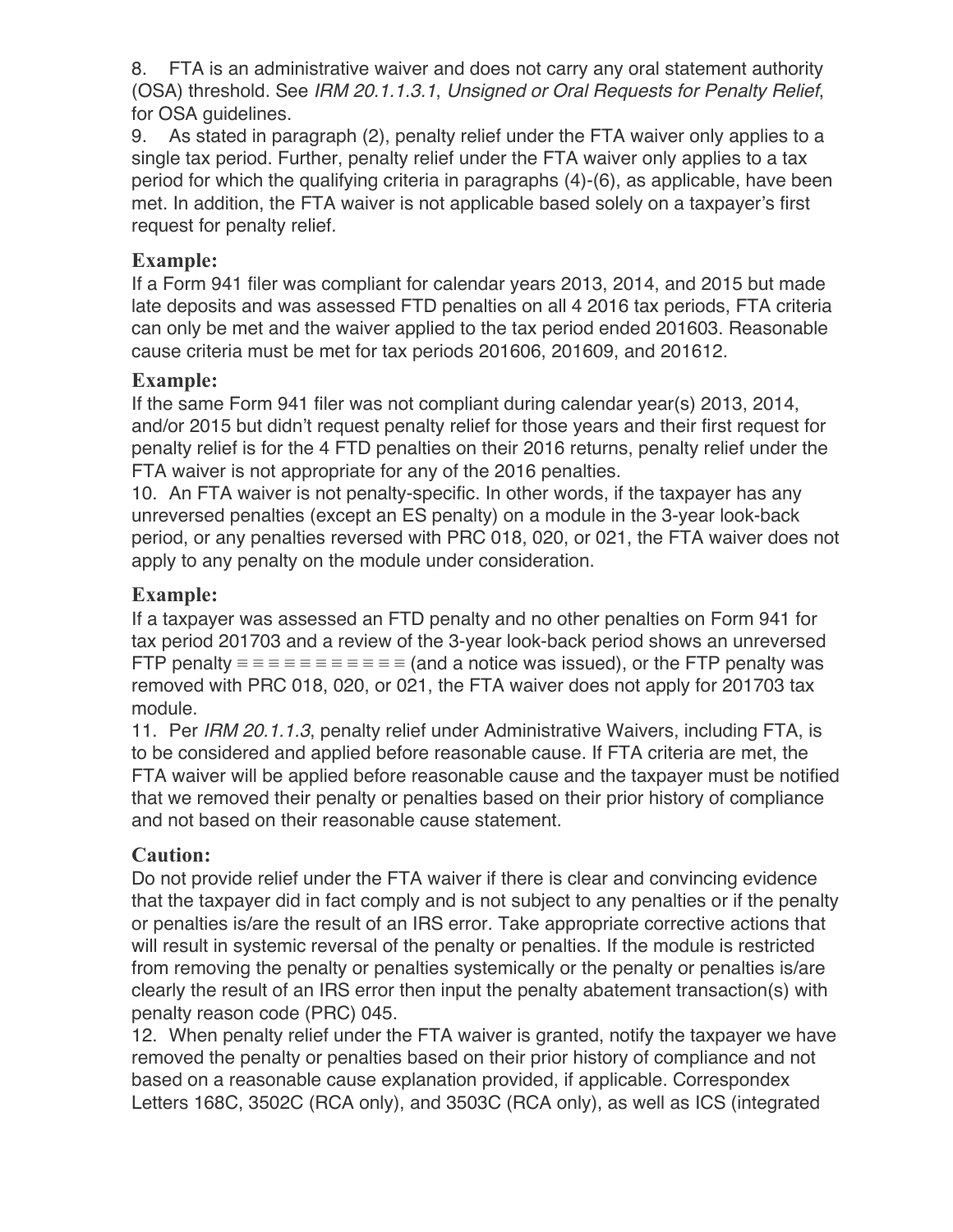8. FTA is an administrative waiver and does not carry any oral statement authority (OSA) threshold. See *IRM 20.1.1.3.1*, *Unsigned or Oral Requests for Penalty Relief*, for OSA guidelines.

9. As stated in paragraph (2), penalty relief under the FTA waiver only applies to a single tax period. Further, penalty relief under the FTA waiver only applies to a tax period for which the qualifying criteria in paragraphs (4)-(6), as applicable, have been met. In addition, the FTA waiver is not applicable based solely on a taxpayer's first request for penalty relief.

**Example:**

If a Form 941 filer was compliant for calendar years 2013, 2014, and 2015 but made late deposits and was assessed FTD penalties on all 4 2016 tax periods, FTA criteria can only be met and the waiver applied to the tax period ended 201603. Reasonable cause criteria must be met for tax periods 201606, 201609, and 201612.

**Example:**

If the same Form 941 filer was not compliant during calendar year(s) 2013, 2014, and/or 2015 but didn't request penalty relief for those years and their first request for penalty relief is for the 4 FTD penalties on their 2016 returns, penalty relief under the FTA waiver is not appropriate for any of the 2016 penalties.

10. An FTA waiver is not penalty-specific. In other words, if the taxpayer has any unreversed penalties (except an ES penalty) on a module in the 3-year look-back period, or any penalties reversed with PRC 018, 020, or 021, the FTA waiver does not apply to any penalty on the module under consideration.

**Example:**

If a taxpayer was assessed an FTD penalty and no other penalties on Form 941 for tax period 201703 and a review of the 3-year look-back period shows an unreversed FTP penalty ≡ ≡ ≡ ≡ ≡ ≡ ≡ ≡ ≡ ≡ ≡ (and a notice was issued), or the FTP penalty was removed with PRC 018, 020, or 021, the FTA waiver does not apply for 201703 tax module.

11. Per *IRM 20.1.1.3*, penalty relief under Administrative Waivers, including FTA, is to be considered and applied before reasonable cause. If FTA criteria are met, the FTA waiver will be applied before reasonable cause and the taxpayer must be notified that we removed their penalty or penalties based on their prior history of compliance and not based on their reasonable cause statement.

**Caution:**

Do not provide relief under the FTA waiver if there is clear and convincing evidence that the taxpayer did in fact comply and is not subject to any penalties or if the penalty or penalties is/are the result of an IRS error. Take appropriate corrective actions that will result in systemic reversal of the penalty or penalties. If the module is restricted from removing the penalty or penalties systemically or the penalty or penalties is/are clearly the result of an IRS error then input the penalty abatement transaction(s) with penalty reason code (PRC) 045.

12. When penalty relief under the FTA waiver is granted, notify the taxpayer we have removed the penalty or penalties based on their prior history of compliance and not based on a reasonable cause explanation provided, if applicable. Correspondex Letters 168C, 3502C (RCA only), and 3503C (RCA only), as well as ICS (integrated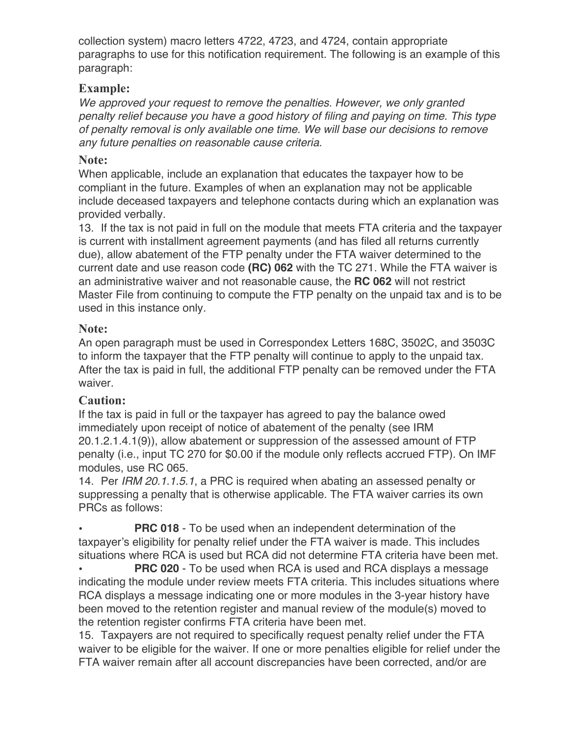collection system) macro letters 4722, 4723, and 4724, contain appropriate paragraphs to use for this notification requirement. The following is an example of this paragraph:

**Example:**

*We approved your request to remove the penalties. However, we only granted penalty relief because you have a good history of filing and paying on time. This type of penalty removal is only available one time. We will base our decisions to remove any future penalties on reasonable cause criteria.*

**Note:**

When applicable, include an explanation that educates the taxpayer how to be compliant in the future. Examples of when an explanation may not be applicable include deceased taxpayers and telephone contacts during which an explanation was provided verbally.

13. If the tax is not paid in full on the module that meets FTA criteria and the taxpayer is current with installment agreement payments (and has filed all returns currently due), allow abatement of the FTP penalty under the FTA waiver determined to the current date and use reason code **(RC) 062** with the TC 271. While the FTA waiver is an administrative waiver and not reasonable cause, the **RC 062** will not restrict Master File from continuing to compute the FTP penalty on the unpaid tax and is to be used in this instance only.

**Note:**

An open paragraph must be used in Correspondex Letters 168C, 3502C, and 3503C to inform the taxpayer that the FTP penalty will continue to apply to the unpaid tax. After the tax is paid in full, the additional FTP penalty can be removed under the FTA waiver.

**Caution:**

If the tax is paid in full or the taxpayer has agreed to pay the balance owed immediately upon receipt of notice of abatement of the penalty (see IRM 20.1.2.1.4.1(9)), allow abatement or suppression of the assessed amount of FTP penalty (i.e., input TC 270 for $0.00 if the module only reflects accrued FTP). On IMF modules, use RC 065.

14. Per *IRM 20.1.1.5.1*, a PRC is required when abating an assessed penalty or suppressing a penalty that is otherwise applicable. The FTA waiver carries its own PRCs as follows:

- **PRC 018** - To be used when an independent determination of the taxpayer's eligibility for penalty relief under the FTA waiver is made. This includes situations where RCA is used but RCA did not determine FTA criteria have been met.
- **PRC 020** - To be used when RCA is used and RCA displays a message indicating the module under review meets FTA criteria. This includes situations where RCA displays a message indicating one or more modules in the 3-year history have been moved to the retention register and manual review of the module(s) moved to the retention register confirms FTA criteria have been met.

15. Taxpayers are not required to specifically request penalty relief under the FTA waiver to be eligible for the waiver. If one or more penalties eligible for relief under the FTA waiver remain after all account discrepancies have been corrected, and/or are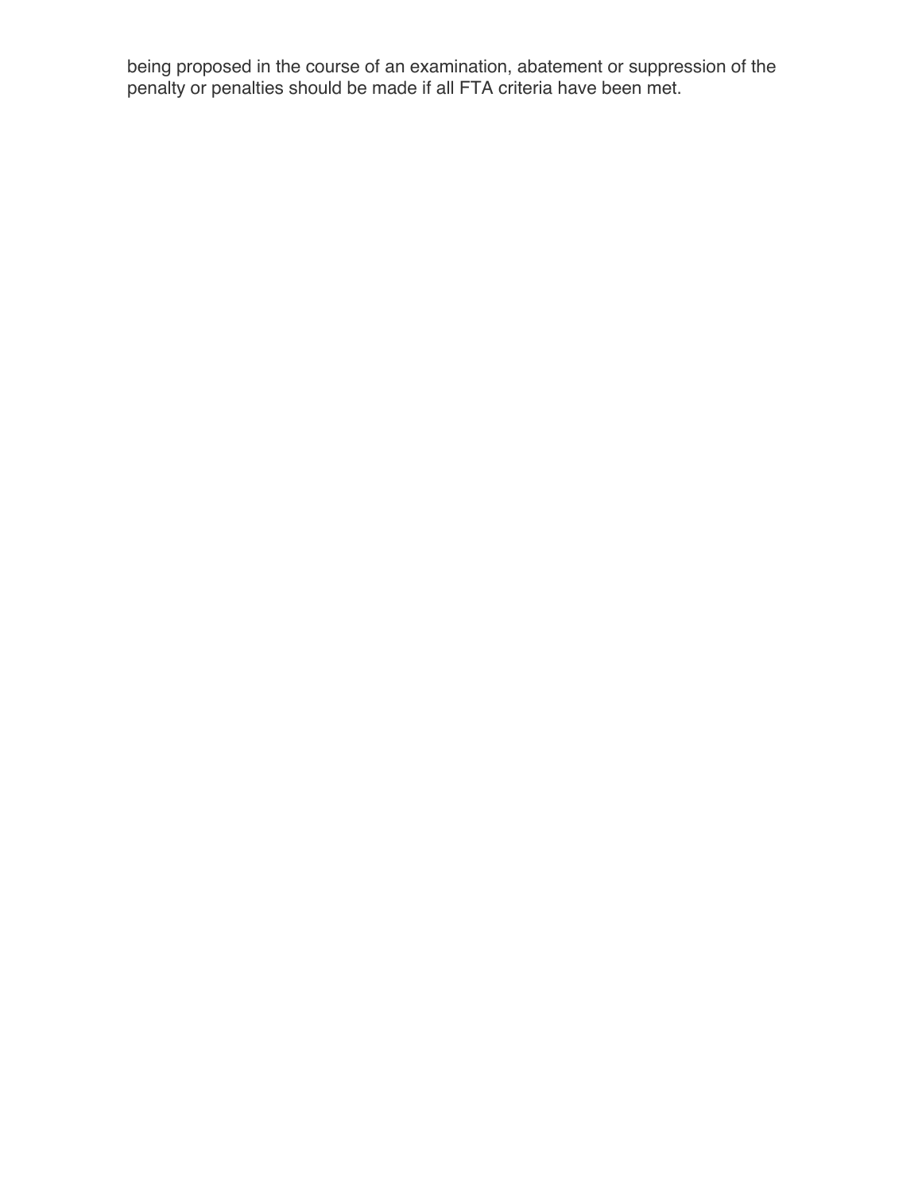being proposed in the course of an examination, abatement or suppression of the penalty or penalties should be made if all FTA criteria have been met.